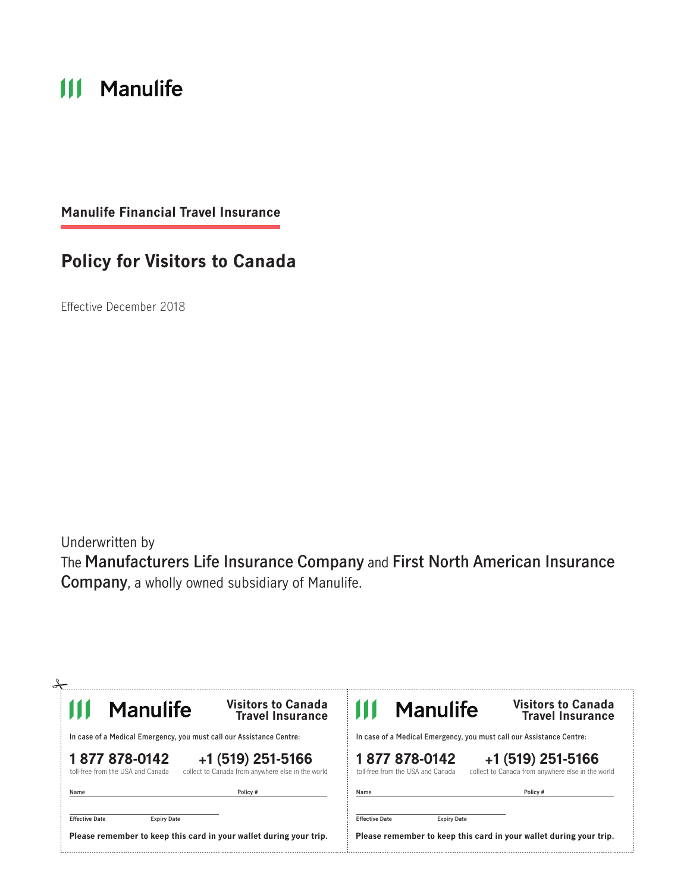Manulife

**Manulife Financial Travel Insurance**

# Policy for Visitors to Canada

Effective December 2018

Underwritten by
The **Manufacturers Life Insurance Company** and **First North American Insurance Company**, a wholly owned subsidiary of Manulife.

---

Manulife **Visitors to Canada Travel Insurance**

In case of a Medical Emergency, you must call our Assistance Centre:

**1 877 878-0142** toll-free from the USA and Canada

**+1 (519) 251-5166** collect to Canada from anywhere else in the world

Name ______________________ Policy # ______________________

Effective Date ______________ Expiry Date ______________

**Please remember to keep this card in your wallet during your trip.**

---

Manulife **Visitors to Canada Travel Insurance**

In case of a Medical Emergency, you must call our Assistance Centre:

**1 877 878-0142** toll-free from the USA and Canada

**+1 (519) 251-5166** collect to Canada from anywhere else in the world

Name ______________________ Policy # ______________________

Effective Date ______________ Expiry Date ______________

**Please remember to keep this card in your wallet during your trip.**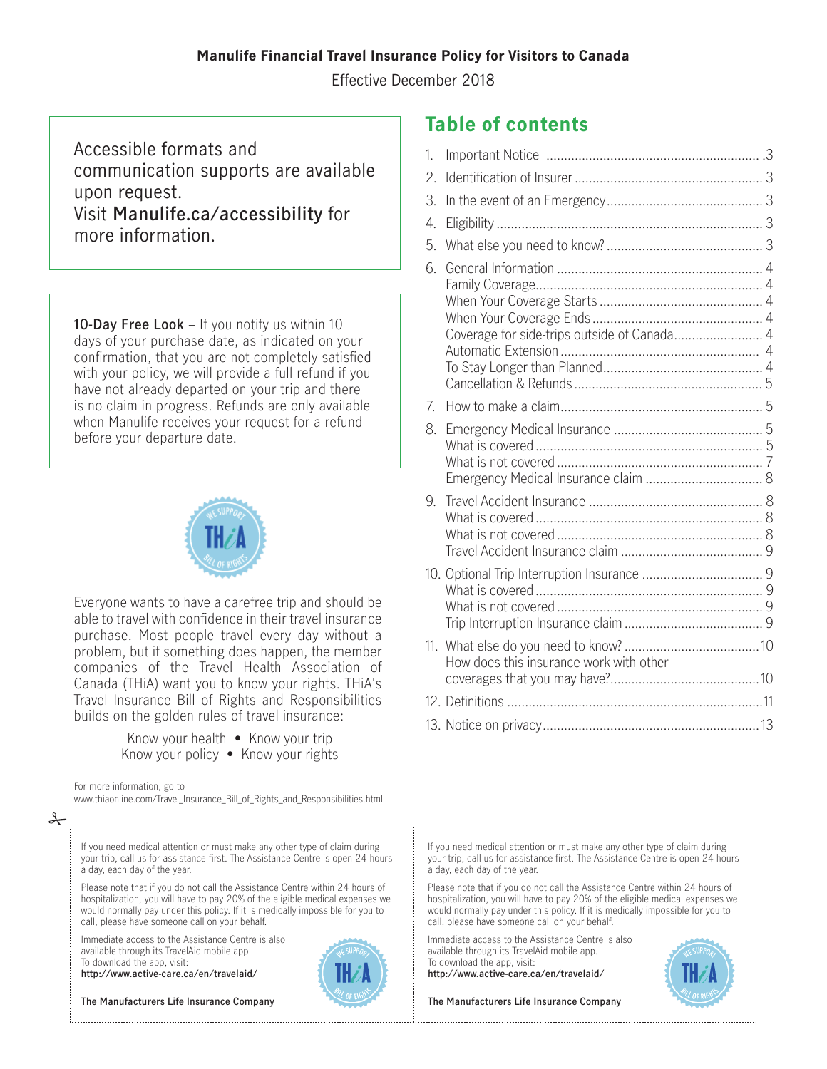**Manulife Financial Travel Insurance Policy for Visitors to Canada**

Effective December 2018

Accessible formats and communication supports are available upon request. Visit **Manulife.ca/accessibility** for more information.

**10-Day Free Look** – If you notify us within 10 days of your purchase date, as indicated on your confirmation, that you are not completely satisfied with your policy, we will provide a full refund if you have not already departed on your trip and there is no claim in progress. Refunds are only available when Manulife receives your request for a refund before your departure date.

Everyone wants to have a carefree trip and should be able to travel with confidence in their travel insurance purchase. Most people travel every day without a problem, but if something does happen, the member companies of the Travel Health Association of Canada (THiA) want you to know your rights. THiA's Travel Insurance Bill of Rights and Responsibilities builds on the golden rules of travel insurance:

Know your health • Know your trip
Know your policy • Know your rights

For more information, go to www.thiaonline.com/Travel_Insurance_Bill_of_Rights_and_Responsibilities.html

## Table of contents

1. Important Notice .......... 3
2. Identification of Insurer .......... 3
3. In the event of an Emergency .......... 3
4. Eligibility .......... 3
5. What else you need to know? .......... 3
6. General Information .......... 4
   - Family Coverage .......... 4
   - When Your Coverage Starts .......... 4
   - When Your Coverage Ends .......... 4
   - Coverage for side-trips outside of Canada .......... 4
   - Automatic Extension .......... 4
   - To Stay Longer than Planned .......... 4
   - Cancellation & Refunds .......... 5
7. How to make a claim .......... 5
8. Emergency Medical Insurance .......... 5
   - What is covered .......... 5
   - What is not covered .......... 7
   - Emergency Medical Insurance claim .......... 8
9. Travel Accident Insurance .......... 8
   - What is covered .......... 8
   - What is not covered .......... 8
   - Travel Accident Insurance claim .......... 9
10. Optional Trip Interruption Insurance .......... 9
    - What is covered .......... 9
    - What is not covered .......... 9
    - Trip Interruption Insurance claim .......... 9
11. What else do you need to know? .......... 10
    - How does this insurance work with other coverages that you may have? .......... 10
12. Definitions .......... 11
13. Notice on privacy .......... 13

---

If you need medical attention or must make any other type of claim during your trip, call us for assistance first. The Assistance Centre is open 24 hours a day, each day of the year.

Please note that if you do not call the Assistance Centre within 24 hours of hospitalization, you will have to pay 20% of the eligible medical expenses we would normally pay under this policy. If it is medically impossible for you to call, please have someone call on your behalf.

Immediate access to the Assistance Centre is also available through its TravelAid mobile app. To download the app, visit: **http://www.active-care.ca/en/travelaid/**

**The Manufacturers Life Insurance Company**

If you need medical attention or must make any other type of claim during your trip, call us for assistance first. The Assistance Centre is open 24 hours a day, each day of the year.

Please note that if you do not call the Assistance Centre within 24 hours of hospitalization, you will have to pay 20% of the eligible medical expenses we would normally pay under this policy. If it is medically impossible for you to call, please have someone call on your behalf.

Immediate access to the Assistance Centre is also available through its TravelAid mobile app. To download the app, visit: **http://www.active-care.ca/en/travelaid/**

**The Manufacturers Life Insurance Company**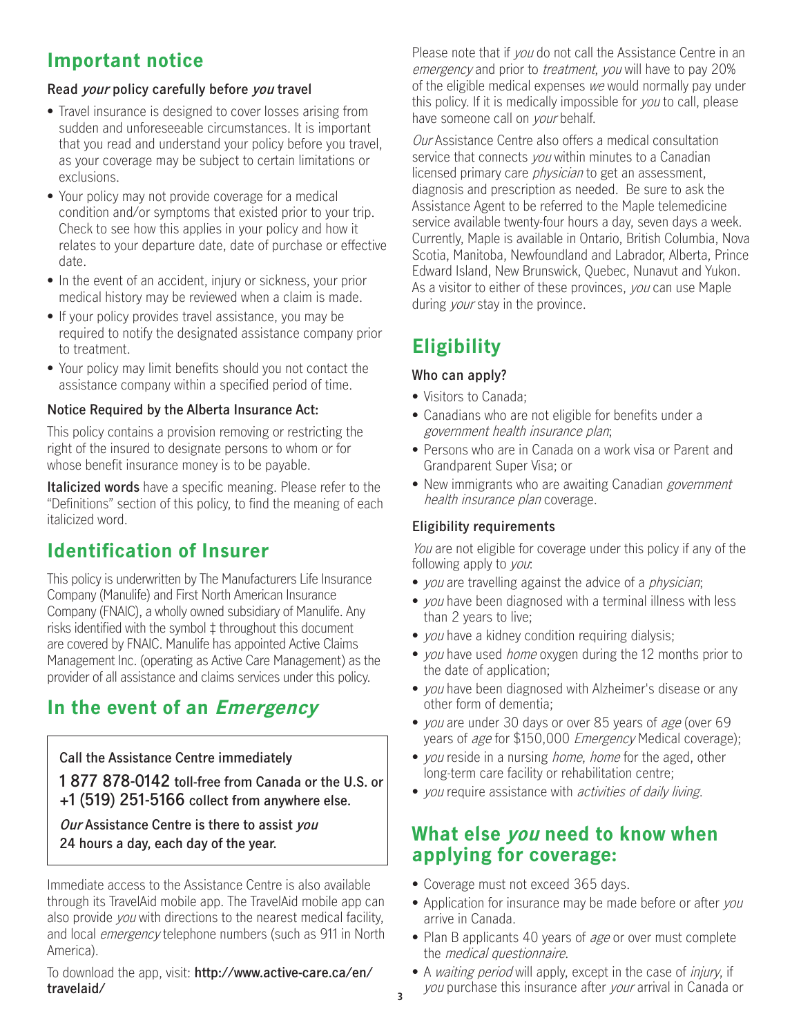## Important notice

### Read *your* policy carefully before *you* travel

- Travel insurance is designed to cover losses arising from sudden and unforeseeable circumstances. It is important that you read and understand your policy before you travel, as your coverage may be subject to certain limitations or exclusions.
- Your policy may not provide coverage for a medical condition and/or symptoms that existed prior to your trip. Check to see how this applies in your policy and how it relates to your departure date, date of purchase or effective date.
- In the event of an accident, injury or sickness, your prior medical history may be reviewed when a claim is made.
- If your policy provides travel assistance, you may be required to notify the designated assistance company prior to treatment.
- Your policy may limit benefits should you not contact the assistance company within a specified period of time.

### Notice Required by the Alberta Insurance Act:

This policy contains a provision removing or restricting the right of the insured to designate persons to whom or for whose benefit insurance money is to be payable.

**Italicized words** have a specific meaning. Please refer to the "Definitions" section of this policy, to find the meaning of each italicized word.

## Identification of Insurer

This policy is underwritten by The Manufacturers Life Insurance Company (Manulife) and First North American Insurance Company (FNAIC), a wholly owned subsidiary of Manulife. Any risks identified with the symbol ‡ throughout this document are covered by FNAIC. Manulife has appointed Active Claims Management Inc. (operating as Active Care Management) as the provider of all assistance and claims services under this policy.

## In the event of an *Emergency*

**Call the Assistance Centre immediately**

**1 877 878-0142 toll-free from Canada or the U.S. or +1 (519) 251-5166 collect from anywhere else.**

***Our* Assistance Centre is there to assist *you* 24 hours a day, each day of the year.**

Immediate access to the Assistance Centre is also available through its TravelAid mobile app. The TravelAid mobile app can also provide *you* with directions to the nearest medical facility, and local *emergency* telephone numbers (such as 911 in North America).

To download the app, visit: **http://www.active-care.ca/en/travelaid/**

Please note that if *you* do not call the Assistance Centre in an *emergency* and prior to *treatment*, *you* will have to pay 20% of the eligible medical expenses *we* would normally pay under this policy. If it is medically impossible for *you* to call, please have someone call on *your* behalf.

*Our* Assistance Centre also offers a medical consultation service that connects *you* within minutes to a Canadian licensed primary care *physician* to get an assessment, diagnosis and prescription as needed. Be sure to ask the Assistance Agent to be referred to the Maple telemedicine service available twenty-four hours a day, seven days a week. Currently, Maple is available in Ontario, British Columbia, Nova Scotia, Manitoba, Newfoundland and Labrador, Alberta, Prince Edward Island, New Brunswick, Quebec, Nunavut and Yukon. As a visitor to either of these provinces, *you* can use Maple during *your* stay in the province.

## Eligibility

### Who can apply?

- Visitors to Canada;
- Canadians who are not eligible for benefits under a *government health insurance plan*;
- Persons who are in Canada on a work visa or Parent and Grandparent Super Visa; or
- New immigrants who are awaiting Canadian *government health insurance plan* coverage.

### Eligibility requirements

*You* are not eligible for coverage under this policy if any of the following apply to *you*:

- *you* are travelling against the advice of a *physician*;
- *you* have been diagnosed with a terminal illness with less than 2 years to live;
- *you* have a kidney condition requiring dialysis;
- *you* have used *home* oxygen during the 12 months prior to the date of application;
- *you* have been diagnosed with Alzheimer's disease or any other form of dementia;
- *you* are under 30 days or over 85 years of *age* (over 69 years of *age* for $150,000 *Emergency* Medical coverage);
- *you* reside in a nursing *home*, *home* for the aged, other long-term care facility or rehabilitation centre;
- *you* require assistance with *activities of daily living*.

## What else *you* need to know when applying for coverage:

- Coverage must not exceed 365 days.
- Application for insurance may be made before or after *you* arrive in Canada.
- Plan B applicants 40 years of *age* or over must complete the *medical questionnaire*.
- A *waiting period* will apply, except in the case of *injury*, if *you* purchase this insurance after *your* arrival in Canada or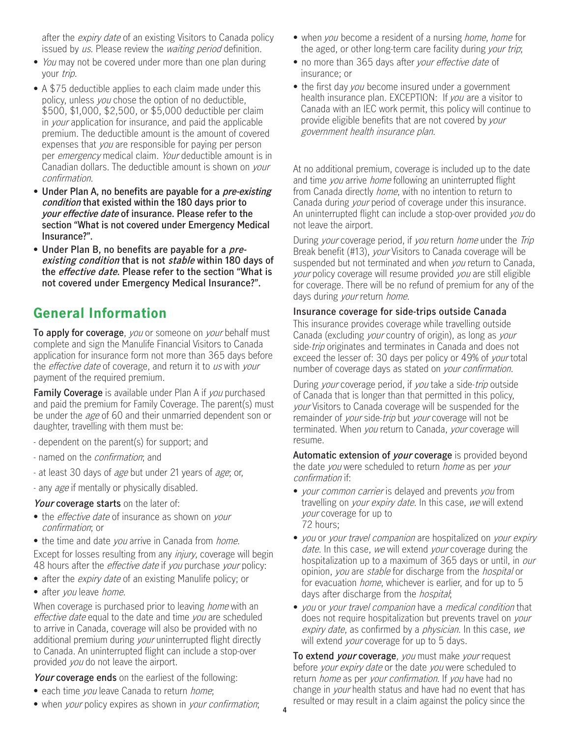after the *expiry date* of an existing Visitors to Canada policy issued by *us*. Please review the *waiting period* definition.

- *You* may not be covered under more than one plan during your *trip*.
- A $75 deductible applies to each claim made under this policy, unless *you* chose the option of no deductible, $500, $1,000, $2,500, or $5,000 deductible per claim in *your* application for insurance, and paid the applicable premium. The deductible amount is the amount of covered expenses that *you* are responsible for paying per person per *emergency* medical claim. *Your* deductible amount is in Canadian dollars. The deductible amount is shown on *your confirmation*.
- **Under Plan A, no benefits are payable for a *pre-existing condition* that existed within the 180 days prior to *your effective date* of insurance. Please refer to the section "What is not covered under Emergency Medical Insurance?".**
- **Under Plan B, no benefits are payable for a *pre-existing condition* that is not *stable* within 180 days of the *effective date*. Please refer to the section "What is not covered under Emergency Medical Insurance?".**

## General Information

**To apply for coverage**, *you* or someone on *your* behalf must complete and sign the Manulife Financial Visitors to Canada application for insurance form not more than 365 days before the *effective date* of coverage, and return it to *us* with *your* payment of the required premium.

**Family Coverage** is available under Plan A if *you* purchased and paid the premium for Family Coverage. The parent(s) must be under the *age* of 60 and their unmarried dependent son or daughter, travelling with them must be:

- dependent on the parent(s) for support; and
- named on the *confirmation*; and
- at least 30 days of *age* but under 21 years of *age*; or,
- any *age* if mentally or physically disabled.

***Your* coverage starts** on the later of:

- the *effective date* of insurance as shown on *your confirmation*; or
- the time and date *you* arrive in Canada from *home*.

Except for losses resulting from any *injury*, coverage will begin 48 hours after the *effective date* if *you* purchase *your* policy:

- after the *expiry date* of an existing Manulife policy; or
- after *you* leave *home*.

When coverage is purchased prior to leaving *home* with an *effective date* equal to the date and time *you* are scheduled to arrive in Canada, coverage will also be provided with no additional premium during *your* uninterrupted flight directly to Canada. An uninterrupted flight can include a stop-over provided *you* do not leave the airport.

***Your* coverage ends** on the earliest of the following:

- each time *you* leave Canada to return *home*;
- when *your* policy expires as shown in *your confirmation*;
- when *you* become a resident of a nursing *home*, *home* for the aged, or other long-term care facility during *your trip*;
- no more than 365 days after *your effective date* of insurance; or
- the first day *you* become insured under a government health insurance plan. EXCEPTION: If *you* are a visitor to Canada with an IEC work permit, this policy will continue to provide eligible benefits that are not covered by *your government health insurance plan*.

At no additional premium, coverage is included up to the date and time *you* arrive *home* following an uninterrupted flight from Canada directly *home*, with no intention to return to Canada during *your* period of coverage under this insurance. An uninterrupted flight can include a stop-over provided *you* do not leave the airport.

During *your* coverage period, if *you* return *home* under the *Trip* Break benefit (#13), *your* Visitors to Canada coverage will be suspended but not terminated and when *you* return to Canada, *your* policy coverage will resume provided *you* are still eligible for coverage. There will be no refund of premium for any of the days during *your* return *home*.

**Insurance coverage for side-trips outside Canada**

This insurance provides coverage while travelling outside Canada (excluding *your* country of origin), as long as *your* side-*trip* originates and terminates in Canada and does not exceed the lesser of: 30 days per policy or 49% of *your* total number of coverage days as stated on *your confirmation*.

During *your* coverage period, if *you* take a side-*trip* outside of Canada that is longer than that permitted in this policy, *your* Visitors to Canada coverage will be suspended for the remainder of *your* side-*trip* but *your* coverage will not be terminated. When *you* return to Canada, *your* coverage will resume.

**Automatic extension of *your* coverage** is provided beyond the date *you* were scheduled to return *home* as per *your confirmation* if:

- *your common carrier* is delayed and prevents *you* from travelling on *your expiry date*. In this case, *we* will extend *your* coverage for up to 72 hours;
- *you* or *your travel companion* are hospitalized on *your expiry date*. In this case, *we* will extend *your* coverage during the hospitalization up to a maximum of 365 days or until, in *our* opinion, *you* are *stable* for discharge from the *hospital* or for evacuation *home*, whichever is earlier, and for up to 5 days after discharge from the *hospital*;
- *you* or *your travel companion* have a *medical condition* that does not require hospitalization but prevents travel on *your expiry date*, as confirmed by a *physician*. In this case, *we* will extend *your* coverage for up to 5 days.

**To extend *your* coverage**, *you* must make *your* request before *your expiry date* or the date *you* were scheduled to return *home* as per *your confirmation*. If *you* have had no change in *your* health status and have had no event that has resulted or may result in a claim against the policy since the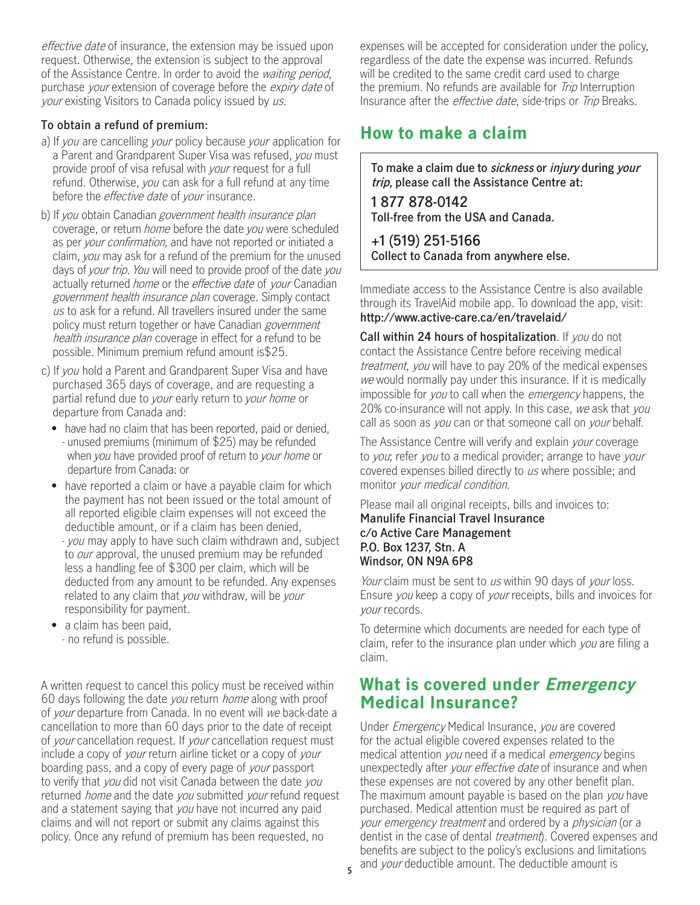*effective date* of insurance, the extension may be issued upon request. Otherwise, the extension is subject to the approval of the Assistance Centre. In order to avoid the *waiting period*, purchase *your* extension of coverage before the *expiry date* of *your* existing Visitors to Canada policy issued by *us*.

**To obtain a refund of premium:**

a) If *you* are cancelling *your* policy because *your* application for a Parent and Grandparent Super Visa was refused, *you* must provide proof of visa refusal with *your* request for a full refund. Otherwise, *you* can ask for a full refund at any time before the *effective date* of *your* insurance.

b) If *you* obtain Canadian *government health insurance plan* coverage, or return *home* before the date *you* were scheduled as per *your confirmation*, and have not reported or initiated a claim, *you* may ask for a refund of the premium for the unused days of *your trip*. *You* will need to provide proof of the date *you* actually returned *home* or the *effective date* of *your* Canadian *government health insurance plan* coverage. Simply contact *us* to ask for a refund. All travellers insured under the same policy must return together or have Canadian *government health insurance plan* coverage in effect for a refund to be possible. Minimum premium refund amount is$25.

c) If *you* hold a Parent and Grandparent Super Visa and have purchased 365 days of coverage, and are requesting a partial refund due to *your* early return to *your home* or departure from Canada and:
   - have had no claim that has been reported, paid or denied,
     - unused premiums (minimum of $25) may be refunded when *you* have provided proof of return to *your home* or departure from Canada: or
   - have reported a claim or have a payable claim for which the payment has not been issued or the total amount of all reported eligible claim expenses will not exceed the deductible amount, or if a claim has been denied,
     - *you* may apply to have such claim withdrawn and, subject to *our* approval, the unused premium may be refunded less a handling fee of $300 per claim, which will be deducted from any amount to be refunded. Any expenses related to any claim that *you* withdraw, will be *your* responsibility for payment.
   - a claim has been paid,
     - no refund is possible.

A written request to cancel this policy must be received within 60 days following the date *you* return *home* along with proof of *your* departure from Canada. In no event will *we* back-date a cancellation to more than 60 days prior to the date of receipt of *your* cancellation request. If *your* cancellation request must include a copy of *your* return airline ticket or a copy of *your* boarding pass, and a copy of every page of *your* passport to verify that *you* did not visit Canada between the date *you* returned *home* and the date *you* submitted *your* refund request and a statement saying that *you* have not incurred any paid claims and will not report or submit any claims against this policy. Once any refund of premium has been requested, no expenses will be accepted for consideration under the policy, regardless of the date the expense was incurred. Refunds will be credited to the same credit card used to charge the premium. No refunds are available for *Trip* Interruption Insurance after the *effective date*, side-trips or *Trip* Breaks.

## How to make a claim

**To make a claim due to *sickness* or *injury* during *your trip*, please call the Assistance Centre at:**

1 877 878-0142
**Toll-free from the USA and Canada.**

+1 (519) 251-5166
**Collect to Canada from anywhere else.**

Immediate access to the Assistance Centre is also available through its TravelAid mobile app. To download the app, visit: **http://www.active-care.ca/en/travelaid/**

**Call within 24 hours of hospitalization**. If *you* do not contact the Assistance Centre before receiving medical *treatment*, *you* will have to pay 20% of the medical expenses *we* would normally pay under this insurance. If it is medically impossible for *you* to call when the *emergency* happens, the 20% co-insurance will not apply. In this case, *we* ask that *you* call as soon as *you* can or that someone call on *your* behalf.

The Assistance Centre will verify and explain *your* coverage to *you*; refer *you* to a medical provider; arrange to have *your* covered expenses billed directly to *us* where possible; and monitor *your medical condition*.

Please mail all original receipts, bills and invoices to:
**Manulife Financial Travel Insurance**
**c/o Active Care Management**
**P.O. Box 1237, Stn. A**
**Windsor, ON N9A 6P8**

*Your* claim must be sent to *us* within 90 days of *your* loss. Ensure *you* keep a copy of *your* receipts, bills and invoices for *your* records.

To determine which documents are needed for each type of claim, refer to the insurance plan under which *you* are filing a claim.

## What is covered under *Emergency* Medical Insurance?

Under *Emergency* Medical Insurance, *you* are covered for the actual eligible covered expenses related to the medical attention *you* need if a medical *emergency* begins unexpectedly after *your effective date* of insurance and when these expenses are not covered by any other benefit plan. The maximum amount payable is based on the plan *you* have purchased. Medical attention must be required as part of *your emergency treatment* and ordered by a *physician* (or a dentist in the case of dental *treatment*). Covered expenses and benefits are subject to the policy's exclusions and limitations and *your* deductible amount. The deductible amount is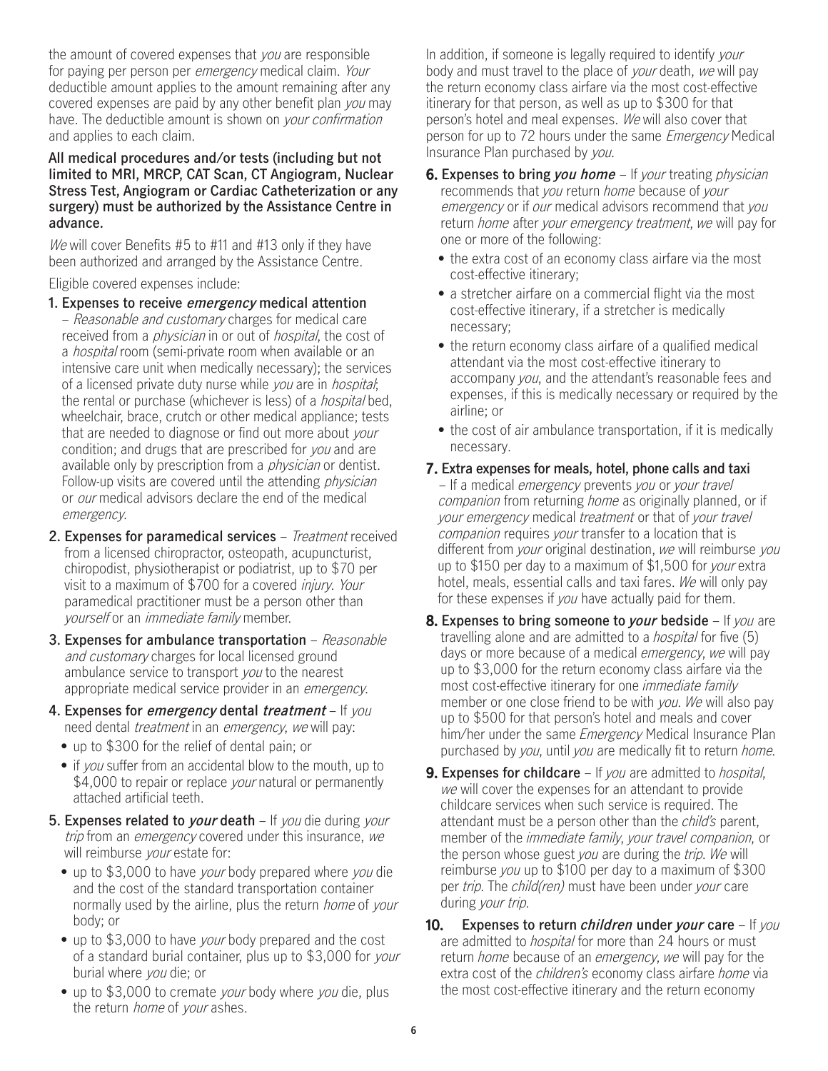the amount of covered expenses that *you* are responsible for paying per person per *emergency* medical claim. *Your* deductible amount applies to the amount remaining after any covered expenses are paid by any other benefit plan *you* may have. The deductible amount is shown on *your confirmation* and applies to each claim.

**All medical procedures and/or tests (including but not limited to MRI, MRCP, CAT Scan, CT Angiogram, Nuclear Stress Test, Angiogram or Cardiac Catheterization or any surgery) must be authorized by the Assistance Centre in advance.**

*We* will cover Benefits #5 to #11 and #13 only if they have been authorized and arranged by the Assistance Centre.

Eligible covered expenses include:

1. **Expenses to receive *emergency* medical attention** – *Reasonable and customary* charges for medical care received from a *physician* in or out of *hospital*, the cost of a *hospital* room (semi-private room when available or an intensive care unit when medically necessary); the services of a licensed private duty nurse while *you* are in *hospital*; the rental or purchase (whichever is less) of a *hospital* bed, wheelchair, brace, crutch or other medical appliance; tests that are needed to diagnose or find out more about *your* condition; and drugs that are prescribed for *you* and are available only by prescription from a *physician* or dentist. Follow-up visits are covered until the attending *physician* or *our* medical advisors declare the end of the medical *emergency*.

2. **Expenses for paramedical services** – *Treatment* received from a licensed chiropractor, osteopath, acupuncturist, chiropodist, physiotherapist or podiatrist, up to $70 per visit to a maximum of $700 for a covered *injury*. *Your* paramedical practitioner must be a person other than *yourself* or an *immediate family* member.

3. **Expenses for ambulance transportation** – *Reasonable and customary* charges for local licensed ground ambulance service to transport *you* to the nearest appropriate medical service provider in an *emergency*.

4. **Expenses for *emergency* dental *treatment*** – If *you* need dental *treatment* in an *emergency*, *we* will pay:
   - up to $300 for the relief of dental pain; or
   - if *you* suffer from an accidental blow to the mouth, up to $4,000 to repair or replace *your* natural or permanently attached artificial teeth.

5. **Expenses related to *your* death** – If *you* die during *your trip* from an *emergency* covered under this insurance, *we* will reimburse *your* estate for:
   - up to $3,000 to have *your* body prepared where *you* die and the cost of the standard transportation container normally used by the airline, plus the return *home* of *your* body; or
   - up to $3,000 to have *your* body prepared and the cost of a standard burial container, plus up to $3,000 for *your* burial where *you* die; or
   - up to $3,000 to cremate *your* body where *you* die, plus the return *home* of *your* ashes.

   In addition, if someone is legally required to identify *your* body and must travel to the place of *your* death, *we* will pay the return economy class airfare via the most cost-effective itinerary for that person, as well as up to $300 for that person's hotel and meal expenses. *We* will also cover that person for up to 72 hours under the same *Emergency* Medical Insurance Plan purchased by *you*.

6. **Expenses to bring *you home*** – If *your* treating *physician* recommends that *you* return *home* because of *your emergency* or if *our* medical advisors recommend that *you* return *home* after *your emergency treatment*, *we* will pay for one or more of the following:
   - the extra cost of an economy class airfare via the most cost-effective itinerary;
   - a stretcher airfare on a commercial flight via the most cost-effective itinerary, if a stretcher is medically necessary;
   - the return economy class airfare of a qualified medical attendant via the most cost-effective itinerary to accompany *you*, and the attendant's reasonable fees and expenses, if this is medically necessary or required by the airline; or
   - the cost of air ambulance transportation, if it is medically necessary.

7. **Extra expenses for meals, hotel, phone calls and taxi** – If a medical *emergency* prevents *you* or *your travel companion* from returning *home* as originally planned, or if *your emergency* medical *treatment* or that of *your travel companion* requires *your* transfer to a location that is different from *your* original destination, *we* will reimburse *you* up to $150 per day to a maximum of $1,500 for *your* extra hotel, meals, essential calls and taxi fares. *We* will only pay for these expenses if *you* have actually paid for them.

8. **Expenses to bring someone to *your* bedside** – If *you* are travelling alone and are admitted to a *hospital* for five (5) days or more because of a medical *emergency*, *we* will pay up to $3,000 for the return economy class airfare via the most cost-effective itinerary for one *immediate family* member or one close friend to be with *you*. *We* will also pay up to $500 for that person's hotel and meals and cover him/her under the same *Emergency* Medical Insurance Plan purchased by *you*, until *you* are medically fit to return *home*.

9. **Expenses for childcare** – If *you* are admitted to *hospital*, *we* will cover the expenses for an attendant to provide childcare services when such service is required. The attendant must be a person other than the *child's* parent, member of the *immediate family*, *your travel companion*, or the person whose guest *you* are during the *trip*. *We* will reimburse *you* up to $100 per day to a maximum of $300 per *trip*. The *child(ren)* must have been under *your* care during *your trip*.

10. **Expenses to return *children* under *your* care** – If *you* are admitted to *hospital* for more than 24 hours or must return *home* because of an *emergency*, *we* will pay for the extra cost of the *children's* economy class airfare *home* via the most cost-effective itinerary and the return economy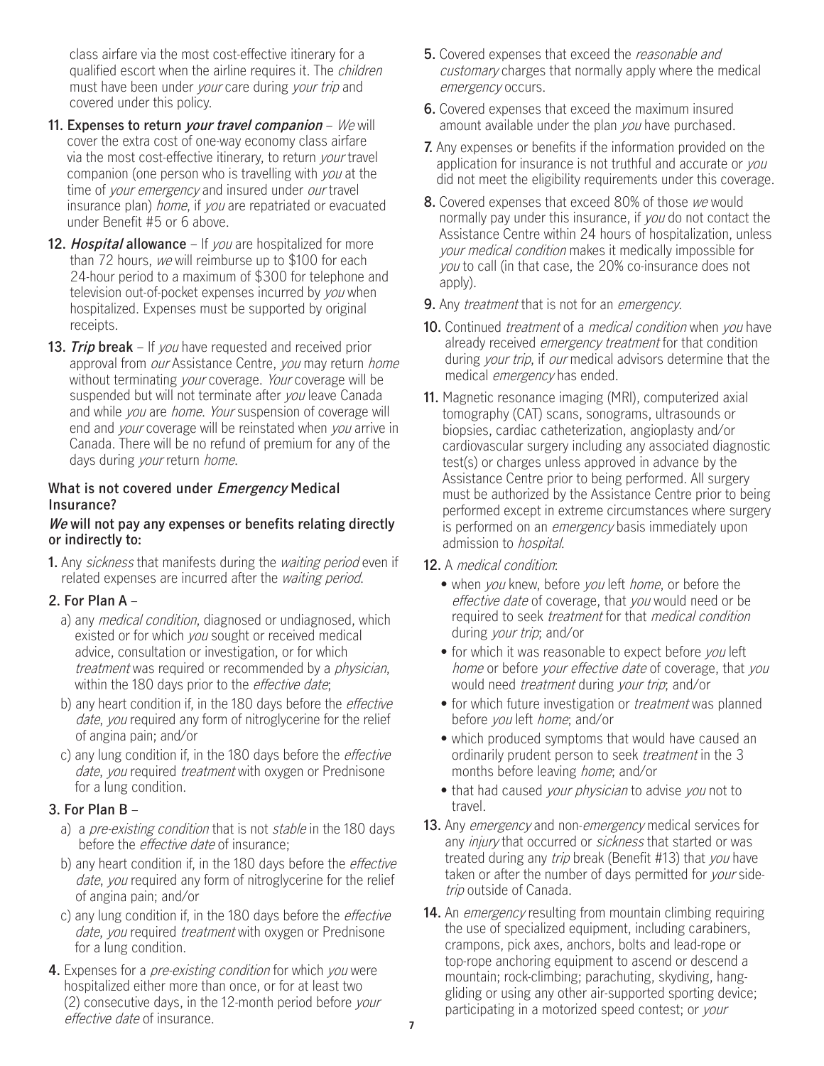class airfare via the most cost-effective itinerary for a qualified escort when the airline requires it. The *children* must have been under *your* care during *your trip* and covered under this policy.

11. **Expenses to return *your travel companion*** – *We* will cover the extra cost of one-way economy class airfare via the most cost-effective itinerary, to return *your* travel companion (one person who is travelling with *you* at the time of *your emergency* and insured under *our* travel insurance plan) *home*, if *you* are repatriated or evacuated under Benefit #5 or 6 above.

12. ***Hospital* allowance** – If *you* are hospitalized for more than 72 hours, *we* will reimburse up to $100 for each 24-hour period to a maximum of $300 for telephone and television out-of-pocket expenses incurred by *you* when hospitalized. Expenses must be supported by original receipts.

13. ***Trip* break** – If *you* have requested and received prior approval from *our* Assistance Centre, *you* may return *home* without terminating *your* coverage. *Your* coverage will be suspended but will not terminate after *you* leave Canada and while *you* are *home*. *Your* suspension of coverage will end and *your* coverage will be reinstated when *you* arrive in Canada. There will be no refund of premium for any of the days during *your* return *home*.

### What is not covered under *Emergency* Medical Insurance?

***We* will not pay any expenses or benefits relating directly or indirectly to:**

1. Any *sickness* that manifests during the *waiting period* even if related expenses are incurred after the *waiting period*.

2. **For Plan A** –
   a) any *medical condition*, diagnosed or undiagnosed, which existed or for which *you* sought or received medical advice, consultation or investigation, or for which *treatment* was required or recommended by a *physician*, within the 180 days prior to the *effective date*;
   b) any heart condition if, in the 180 days before the *effective date*, *you* required any form of nitroglycerine for the relief of angina pain; and/or
   c) any lung condition if, in the 180 days before the *effective date*, *you* required *treatment* with oxygen or Prednisone for a lung condition.

3. **For Plan B** –
   a) a *pre-existing condition* that is not *stable* in the 180 days before the *effective date* of insurance;
   b) any heart condition if, in the 180 days before the *effective date*, *you* required any form of nitroglycerine for the relief of angina pain; and/or
   c) any lung condition if, in the 180 days before the *effective date*, *you* required *treatment* with oxygen or Prednisone for a lung condition.

4. Expenses for a *pre-existing condition* for which *you* were hospitalized either more than once, or for at least two (2) consecutive days, in the 12-month period before *your effective date* of insurance.

5. Covered expenses that exceed the *reasonable and customary* charges that normally apply where the medical *emergency* occurs.

6. Covered expenses that exceed the maximum insured amount available under the plan *you* have purchased.

7. Any expenses or benefits if the information provided on the application for insurance is not truthful and accurate or *you* did not meet the eligibility requirements under this coverage.

8. Covered expenses that exceed 80% of those *we* would normally pay under this insurance, if *you* do not contact the Assistance Centre within 24 hours of hospitalization, unless *your medical condition* makes it medically impossible for *you* to call (in that case, the 20% co-insurance does not apply).

9. Any *treatment* that is not for an *emergency*.

10. Continued *treatment* of a *medical condition* when *you* have already received *emergency treatment* for that condition during *your trip*, if *our* medical advisors determine that the medical *emergency* has ended.

11. Magnetic resonance imaging (MRI), computerized axial tomography (CAT) scans, sonograms, ultrasounds or biopsies, cardiac catheterization, angioplasty and/or cardiovascular surgery including any associated diagnostic test(s) or charges unless approved in advance by the Assistance Centre prior to being performed. All surgery must be authorized by the Assistance Centre prior to being performed except in extreme circumstances where surgery is performed on an *emergency* basis immediately upon admission to *hospital*.

12. A *medical condition*:
    - when *you* knew, before *you* left *home*, or before the *effective date* of coverage, that *you* would need or be required to seek *treatment* for that *medical condition* during *your trip*; and/or
    - for which it was reasonable to expect before *you* left *home* or before *your effective date* of coverage, that *you* would need *treatment* during *your trip*; and/or
    - for which future investigation or *treatment* was planned before *you* left *home*; and/or
    - which produced symptoms that would have caused an ordinarily prudent person to seek *treatment* in the 3 months before leaving *home*; and/or
    - that had caused *your physician* to advise *you* not to travel.

13. Any *emergency* and non-*emergency* medical services for any *injury* that occurred or *sickness* that started or was treated during any *trip* break (Benefit #13) that *you* have taken or after the number of days permitted for *your* side-*trip* outside of Canada.

14. An *emergency* resulting from mountain climbing requiring the use of specialized equipment, including carabiners, crampons, pick axes, anchors, bolts and lead-rope or top-rope anchoring equipment to ascend or descend a mountain; rock-climbing; parachuting, skydiving, hang-gliding or using any other air-supported sporting device; participating in a motorized speed contest; or *your*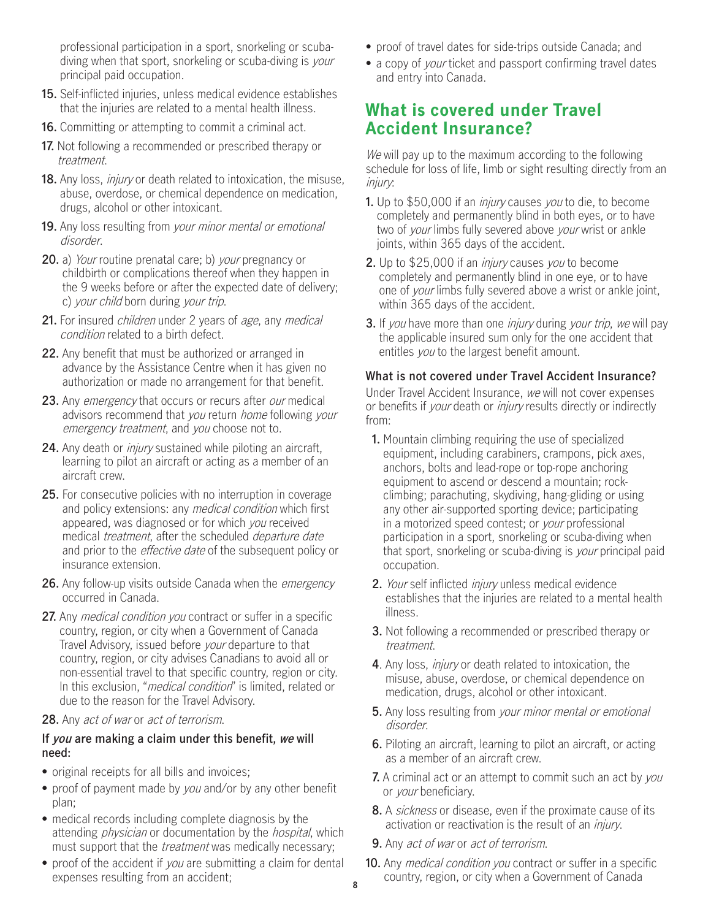professional participation in a sport, snorkeling or scuba-diving when that sport, snorkeling or scuba-diving is *your* principal paid occupation.

15. Self-inflicted injuries, unless medical evidence establishes that the injuries are related to a mental health illness.
16. Committing or attempting to commit a criminal act.
17. Not following a recommended or prescribed therapy or *treatment*.
18. Any loss, *injury* or death related to intoxication, the misuse, abuse, overdose, or chemical dependence on medication, drugs, alcohol or other intoxicant.
19. Any loss resulting from *your minor mental or emotional disorder*.
20. a) *Your* routine prenatal care; b) *your* pregnancy or childbirth or complications thereof when they happen in the 9 weeks before or after the expected date of delivery; c) *your child* born during *your trip*.
21. For insured *children* under 2 years of *age*, any *medical condition* related to a birth defect.
22. Any benefit that must be authorized or arranged in advance by the Assistance Centre when it has given no authorization or made no arrangement for that benefit.
23. Any *emergency* that occurs or recurs after *our* medical advisors recommend that *you* return *home* following *your emergency treatment*, and *you* choose not to.
24. Any death or *injury* sustained while piloting an aircraft, learning to pilot an aircraft or acting as a member of an aircraft crew.
25. For consecutive policies with no interruption in coverage and policy extensions: any *medical condition* which first appeared, was diagnosed or for which *you* received medical *treatment*, after the scheduled *departure date* and prior to the *effective date* of the subsequent policy or insurance extension.
26. Any follow-up visits outside Canada when the *emergency* occurred in Canada.
27. Any *medical condition you* contract or suffer in a specific country, region, or city when a Government of Canada Travel Advisory, issued before *your* departure to that country, region, or city advises Canadians to avoid all or non-essential travel to that specific country, region or city. In this exclusion, "*medical condition*" is limited, related or due to the reason for the Travel Advisory.
28. Any *act of war* or *act of terrorism*.

**If *you* are making a claim under this benefit, *we* will need:**

- original receipts for all bills and invoices;
- proof of payment made by *you* and/or by any other benefit plan;
- medical records including complete diagnosis by the attending *physician* or documentation by the *hospital*, which must support that the *treatment* was medically necessary;
- proof of the accident if *you* are submitting a claim for dental expenses resulting from an accident;
- proof of travel dates for side-trips outside Canada; and
- a copy of *your* ticket and passport confirming travel dates and entry into Canada.

## What is covered under Travel Accident Insurance?

*We* will pay up to the maximum according to the following schedule for loss of life, limb or sight resulting directly from an *injury*:

1. Up to $50,000 if an *injury* causes *you* to die, to become completely and permanently blind in both eyes, or to have two of *your* limbs fully severed above *your* wrist or ankle joints, within 365 days of the accident.
2. Up to $25,000 if an *injury* causes *you* to become completely and permanently blind in one eye, or to have one of *your* limbs fully severed above a wrist or ankle joint, within 365 days of the accident.
3. If *you* have more than one *injury* during *your trip*, *we* will pay the applicable insured sum only for the one accident that entitles *you* to the largest benefit amount.

### What is not covered under Travel Accident Insurance?

Under Travel Accident Insurance, *we* will not cover expenses or benefits if *your* death or *injury* results directly or indirectly from:

1. Mountain climbing requiring the use of specialized equipment, including carabiners, crampons, pick axes, anchors, bolts and lead-rope or top-rope anchoring equipment to ascend or descend a mountain; rock-climbing; parachuting, skydiving, hang-gliding or using any other air-supported sporting device; participating in a motorized speed contest; or *your* professional participation in a sport, snorkeling or scuba-diving when that sport, snorkeling or scuba-diving is *your* principal paid occupation.
2. *Your* self inflicted *injury* unless medical evidence establishes that the injuries are related to a mental health illness.
3. Not following a recommended or prescribed therapy or *treatment*.
4. Any loss, *injury* or death related to intoxication, the misuse, abuse, overdose, or chemical dependence on medication, drugs, alcohol or other intoxicant.
5. Any loss resulting from *your minor mental or emotional disorder*.
6. Piloting an aircraft, learning to pilot an aircraft, or acting as a member of an aircraft crew.
7. A criminal act or an attempt to commit such an act by *you* or *your* beneficiary.
8. A *sickness* or disease, even if the proximate cause of its activation or reactivation is the result of an *injury*.
9. Any *act of war* or *act of terrorism*.
10. Any *medical condition you* contract or suffer in a specific country, region, or city when a Government of Canada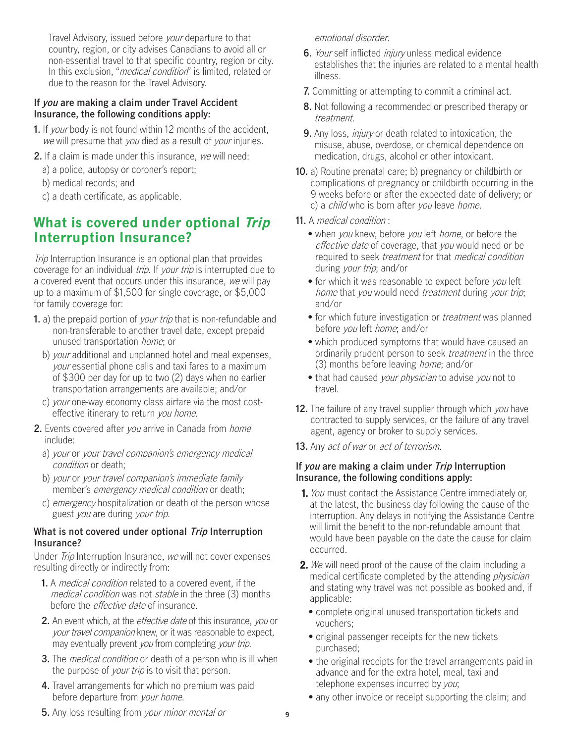Travel Advisory, issued before *your* departure to that country, region, or city advises Canadians to avoid all or non-essential travel to that specific country, region or city. In this exclusion, "*medical condition*" is limited, related or due to the reason for the Travel Advisory.

**If *you* are making a claim under Travel Accident Insurance, the following conditions apply:**

1. If *your* body is not found within 12 months of the accident, *we* will presume that *you* died as a result of *your* injuries.
2. If a claim is made under this insurance, *we* will need:
   a) a police, autopsy or coroner's report;
   b) medical records; and
   c) a death certificate, as applicable.

## What is covered under optional *Trip* Interruption Insurance?

*Trip* Interruption Insurance is an optional plan that provides coverage for an individual *trip*. If *your trip* is interrupted due to a covered event that occurs under this insurance, *we* will pay up to a maximum of $1,500 for single coverage, or $5,000 for family coverage for:

1. a) the prepaid portion of *your trip* that is non-refundable and non-transferable to another travel date, except prepaid unused transportation *home*; or
   b) *your* additional and unplanned hotel and meal expenses, *your* essential phone calls and taxi fares to a maximum of $300 per day for up to two (2) days when no earlier transportation arrangements are available; and/or
   c) *your* one-way economy class airfare via the most cost-effective itinerary to return *you home*.
2. Events covered after *you* arrive in Canada from *home* include:
   a) *your* or *your travel companion's emergency medical condition* or death;
   b) *your* or *your travel companion's immediate family* member's *emergency medical condition* or death;
   c) *emergency* hospitalization or death of the person whose guest *you* are during *your trip*.

**What is not covered under optional *Trip* Interruption Insurance?**

Under *Trip* Interruption Insurance, *we* will not cover expenses resulting directly or indirectly from:

1. A *medical condition* related to a covered event, if the *medical condition* was not *stable* in the three (3) months before the *effective date* of insurance.
2. An event which, at the *effective date* of this insurance, *you* or *your travel companion* knew, or it was reasonable to expect, may eventually prevent *you* from completing *your trip*.
3. The *medical condition* or death of a person who is ill when the purpose of *your trip* is to visit that person.
4. Travel arrangements for which no premium was paid before departure from *your home*.
5. Any loss resulting from *your minor mental or emotional disorder*.
6. *Your* self inflicted *injury* unless medical evidence establishes that the injuries are related to a mental health illness.
7. Committing or attempting to commit a criminal act.
8. Not following a recommended or prescribed therapy or *treatment*.
9. Any loss, *injury* or death related to intoxication, the misuse, abuse, overdose, or chemical dependence on medication, drugs, alcohol or other intoxicant.
10. a) Routine prenatal care; b) pregnancy or childbirth or complications of pregnancy or childbirth occurring in the 9 weeks before or after the expected date of delivery; or c) a *child* who is born after *you* leave *home*.
11. A *medical condition* :
    - when *you* knew, before *you* left *home*, or before the *effective date* of coverage, that *you* would need or be required to seek *treatment* for that *medical condition* during *your trip*; and/or
    - for which it was reasonable to expect before *you* left *home* that *you* would need *treatment* during *your trip*; and/or
    - for which future investigation or *treatment* was planned before *you* left *home*; and/or
    - which produced symptoms that would have caused an ordinarily prudent person to seek *treatment* in the three (3) months before leaving *home*; and/or
    - that had caused *your physician* to advise *you* not to travel.
12. The failure of any travel supplier through which *you* have contracted to supply services, or the failure of any travel agent, agency or broker to supply services.
13. Any *act of war* or *act of terrorism*.

**If *you* are making a claim under *Trip* Interruption Insurance, the following conditions apply:**

1. *You* must contact the Assistance Centre immediately or, at the latest, the business day following the cause of the interruption. Any delays in notifying the Assistance Centre will limit the benefit to the non-refundable amount that would have been payable on the date the cause for claim occurred.
2. *We* will need proof of the cause of the claim including a medical certificate completed by the attending *physician* and stating why travel was not possible as booked and, if applicable:
   - complete original unused transportation tickets and vouchers;
   - original passenger receipts for the new tickets purchased;
   - the original receipts for the travel arrangements paid in advance and for the extra hotel, meal, taxi and telephone expenses incurred by *you*;
   - any other invoice or receipt supporting the claim; and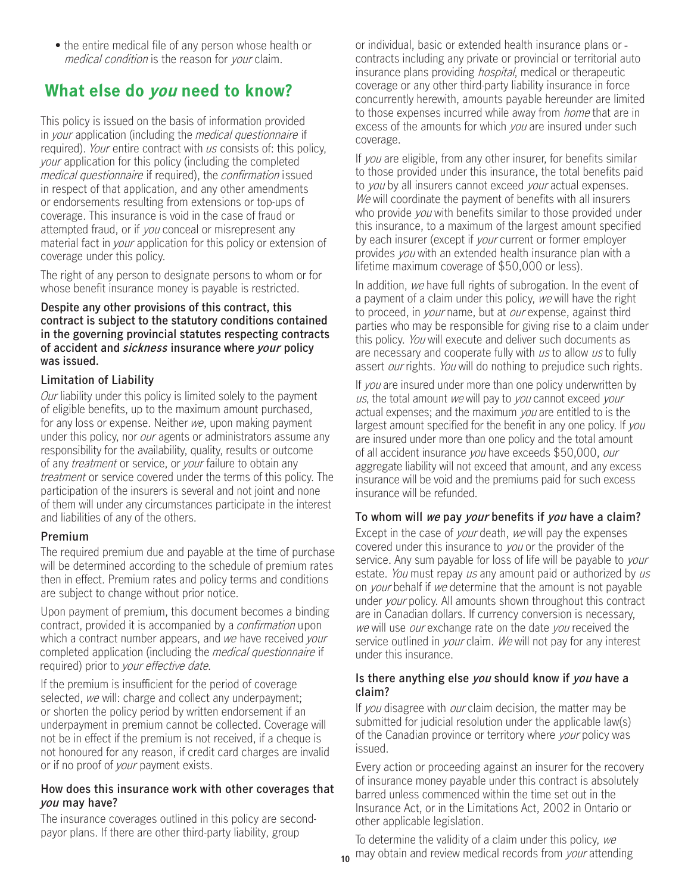- the entire medical file of any person whose health or *medical condition* is the reason for *your* claim.

## What else do *you* need to know?

This policy is issued on the basis of information provided in *your* application (including the *medical questionnaire* if required). *Your* entire contract with *us* consists of: this policy, *your* application for this policy (including the completed *medical questionnaire* if required), the *confirmation* issued in respect of that application, and any other amendments or endorsements resulting from extensions or top-ups of coverage. This insurance is void in the case of fraud or attempted fraud, or if *you* conceal or misrepresent any material fact in *your* application for this policy or extension of coverage under this policy.

The right of any person to designate persons to whom or for whose benefit insurance money is payable is restricted.

**Despite any other provisions of this contract, this contract is subject to the statutory conditions contained in the governing provincial statutes respecting contracts of accident and *sickness* insurance where *your* policy was issued.**

### Limitation of Liability

*Our* liability under this policy is limited solely to the payment of eligible benefits, up to the maximum amount purchased, for any loss or expense. Neither *we*, upon making payment under this policy, nor *our* agents or administrators assume any responsibility for the availability, quality, results or outcome of any *treatment* or service, or *your* failure to obtain any *treatment* or service covered under the terms of this policy. The participation of the insurers is several and not joint and none of them will under any circumstances participate in the interest and liabilities of any of the others.

### Premium

The required premium due and payable at the time of purchase will be determined according to the schedule of premium rates then in effect. Premium rates and policy terms and conditions are subject to change without prior notice.

Upon payment of premium, this document becomes a binding contract, provided it is accompanied by a *confirmation* upon which a contract number appears, and *we* have received *your* completed application (including the *medical questionnaire* if required) prior to *your effective date*.

If the premium is insufficient for the period of coverage selected, *we* will: charge and collect any underpayment; or shorten the policy period by written endorsement if an underpayment in premium cannot be collected. Coverage will not be in effect if the premium is not received, if a cheque is not honoured for any reason, if credit card charges are invalid or if no proof of *your* payment exists.

### How does this insurance work with other coverages that *you* may have?

The insurance coverages outlined in this policy are second-payor plans. If there are other third-party liability, group or individual, basic or extended health insurance plans or contracts including any private or provincial or territorial auto insurance plans providing *hospital*, medical or therapeutic coverage or any other third-party liability insurance in force concurrently herewith, amounts payable hereunder are limited to those expenses incurred while away from *home* that are in excess of the amounts for which *you* are insured under such coverage.

If *you* are eligible, from any other insurer, for benefits similar to those provided under this insurance, the total benefits paid to *you* by all insurers cannot exceed *your* actual expenses. *We* will coordinate the payment of benefits with all insurers who provide *you* with benefits similar to those provided under this insurance, to a maximum of the largest amount specified by each insurer (except if *your* current or former employer provides *you* with an extended health insurance plan with a lifetime maximum coverage of $50,000 or less).

In addition, *we* have full rights of subrogation. In the event of a payment of a claim under this policy, *we* will have the right to proceed, in *your* name, but at *our* expense, against third parties who may be responsible for giving rise to a claim under this policy. *You* will execute and deliver such documents as are necessary and cooperate fully with *us* to allow *us* to fully assert *our* rights. *You* will do nothing to prejudice such rights.

If *you* are insured under more than one policy underwritten by *us*, the total amount *we* will pay to *you* cannot exceed *your* actual expenses; and the maximum *you* are entitled to is the largest amount specified for the benefit in any one policy. If *you* are insured under more than one policy and the total amount of all accident insurance *you* have exceeds $50,000, *our* aggregate liability will not exceed that amount, and any excess insurance will be void and the premiums paid for such excess insurance will be refunded.

### To whom will *we* pay *your* benefits if *you* have a claim?

Except in the case of *your* death, *we* will pay the expenses covered under this insurance to *you* or the provider of the service. Any sum payable for loss of life will be payable to *your* estate. *You* must repay *us* any amount paid or authorized by *us* on *your* behalf if *we* determine that the amount is not payable under *your* policy. All amounts shown throughout this contract are in Canadian dollars. If currency conversion is necessary, *we* will use *our* exchange rate on the date *you* received the service outlined in *your* claim. *We* will not pay for any interest under this insurance.

### Is there anything else *you* should know if *you* have a claim?

If *you* disagree with *our* claim decision, the matter may be submitted for judicial resolution under the applicable law(s) of the Canadian province or territory where *your* policy was issued.

Every action or proceeding against an insurer for the recovery of insurance money payable under this contract is absolutely barred unless commenced within the time set out in the Insurance Act, or in the Limitations Act, 2002 in Ontario or other applicable legislation.

To determine the validity of a claim under this policy, *we* may obtain and review medical records from *your* attending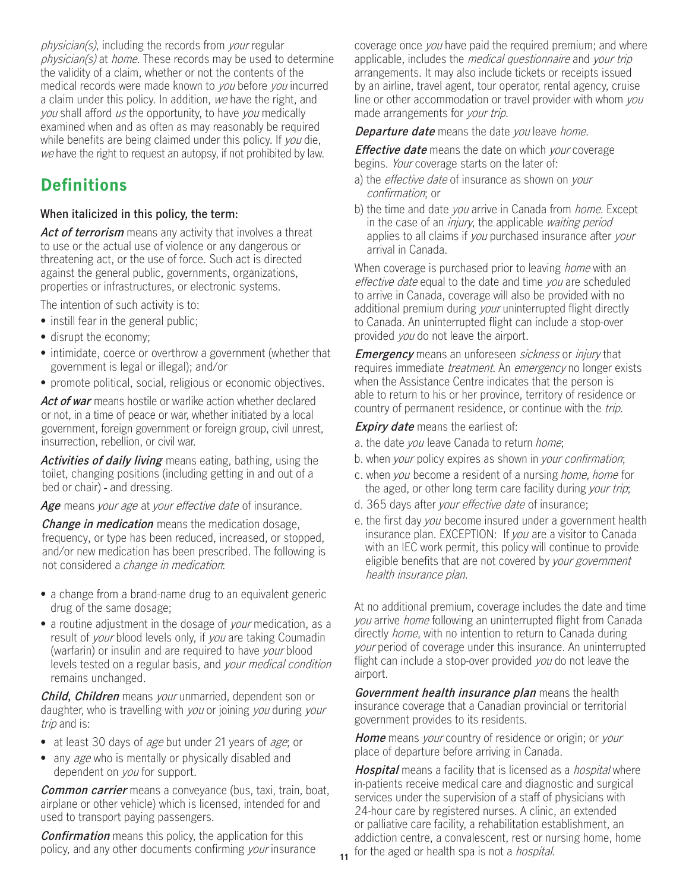*physician(s)*, including the records from *your* regular *physician(s)* at *home*. These records may be used to determine the validity of a claim, whether or not the contents of the medical records were made known to *you* before *you* incurred a claim under this policy. In addition, *we* have the right, and *you* shall afford *us* the opportunity, to have *you* medically examined when and as often as may reasonably be required while benefits are being claimed under this policy. If *you* die, *we* have the right to request an autopsy, if not prohibited by law.

## Definitions

**When italicized in this policy, the term:**

***Act of terrorism*** means any activity that involves a threat to use or the actual use of violence or any dangerous or threatening act, or the use of force. Such act is directed against the general public, governments, organizations, properties or infrastructures, or electronic systems.

The intention of such activity is to:

- instill fear in the general public;
- disrupt the economy;
- intimidate, coerce or overthrow a government (whether that government is legal or illegal); and/or
- promote political, social, religious or economic objectives.

***Act of war*** means hostile or warlike action whether declared or not, in a time of peace or war, whether initiated by a local government, foreign government or foreign group, civil unrest, insurrection, rebellion, or civil war.

***Activities of daily living*** means eating, bathing, using the toilet, changing positions (including getting in and out of a bed or chair) - and dressing.

***Age*** means *your age* at *your effective date* of insurance.

***Change in medication*** means the medication dosage, frequency, or type has been reduced, increased, or stopped, and/or new medication has been prescribed. The following is not considered a *change in medication*:

- a change from a brand-name drug to an equivalent generic drug of the same dosage;
- a routine adjustment in the dosage of *your* medication, as a result of *your* blood levels only, if *you* are taking Coumadin (warfarin) or insulin and are required to have *your* blood levels tested on a regular basis, and *your medical condition* remains unchanged.

***Child, Children*** means *your* unmarried, dependent son or daughter, who is travelling with *you* or joining *you* during *your trip* and is:

- at least 30 days of *age* but under 21 years of *age*; or
- any *age* who is mentally or physically disabled and dependent on *you* for support.

***Common carrier*** means a conveyance (bus, taxi, train, boat, airplane or other vehicle) which is licensed, intended for and used to transport paying passengers.

***Confirmation*** means this policy, the application for this policy, and any other documents confirming *your* insurance coverage once *you* have paid the required premium; and where applicable, includes the *medical questionnaire* and *your trip* arrangements. It may also include tickets or receipts issued by an airline, travel agent, tour operator, rental agency, cruise line or other accommodation or travel provider with whom *you* made arrangements for *your trip*.

***Departure date*** means the date *you* leave *home*.

***Effective date*** means the date on which *your* coverage begins. *Your* coverage starts on the later of:

a) the *effective date* of insurance as shown on *your confirmation*; or

b) the time and date *you* arrive in Canada from *home*. Except in the case of an *injury*, the applicable *waiting period* applies to all claims if *you* purchased insurance after *your* arrival in Canada.

When coverage is purchased prior to leaving *home* with an *effective date* equal to the date and time *you* are scheduled to arrive in Canada, coverage will also be provided with no additional premium during *your* uninterrupted flight directly to Canada. An uninterrupted flight can include a stop-over provided *you* do not leave the airport.

***Emergency*** means an unforeseen *sickness* or *injury* that requires immediate *treatment*. An *emergency* no longer exists when the Assistance Centre indicates that the person is able to return to his or her province, territory of residence or country of permanent residence, or continue with the *trip*.

***Expiry date*** means the earliest of:

a. the date *you* leave Canada to return *home*;

b. when *your* policy expires as shown in *your confirmation*;

c. when *you* become a resident of a nursing *home*, *home* for the aged, or other long term care facility during *your trip*;

d. 365 days after *your effective date* of insurance;

e. the first day *you* become insured under a government health insurance plan. EXCEPTION: If *you* are a visitor to Canada with an IEC work permit, this policy will continue to provide eligible benefits that are not covered by *your government health insurance plan*.

At no additional premium, coverage includes the date and time *you* arrive *home* following an uninterrupted flight from Canada directly *home*, with no intention to return to Canada during *your* period of coverage under this insurance. An uninterrupted flight can include a stop-over provided *you* do not leave the airport.

***Government health insurance plan*** means the health insurance coverage that a Canadian provincial or territorial government provides to its residents.

***Home*** means *your* country of residence or origin; or *your* place of departure before arriving in Canada.

***Hospital*** means a facility that is licensed as a *hospital* where in-patients receive medical care and diagnostic and surgical services under the supervision of a staff of physicians with 24-hour care by registered nurses. A clinic, an extended or palliative care facility, a rehabilitation establishment, an addiction centre, a convalescent, rest or nursing home, home for the aged or health spa is not a *hospital*.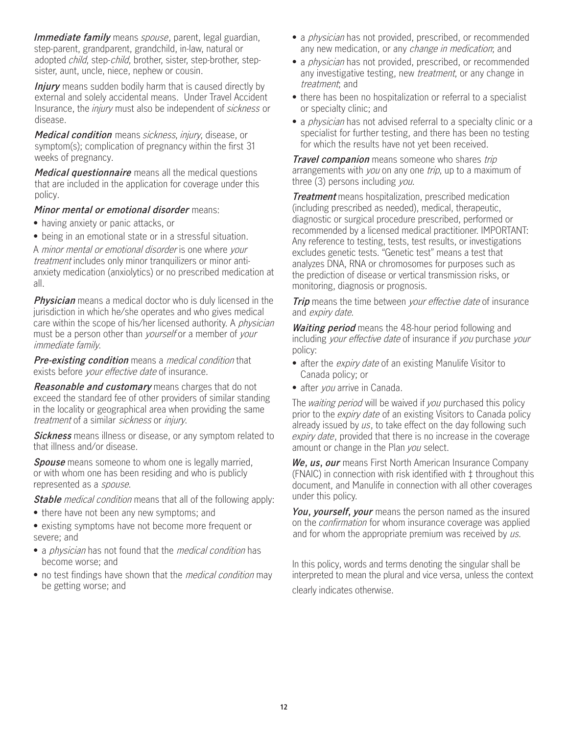***Immediate family*** means *spouse*, parent, legal guardian, step-parent, grandparent, grandchild, in-law, natural or adopted *child*, step-*child*, brother, sister, step-brother, step-sister, aunt, uncle, niece, nephew or cousin.

***Injury*** means sudden bodily harm that is caused directly by external and solely accidental means. Under Travel Accident Insurance, the *injury* must also be independent of *sickness* or disease.

***Medical condition*** means *sickness*, *injury*, disease, or symptom(s); complication of pregnancy within the first 31 weeks of pregnancy.

***Medical questionnaire*** means all the medical questions that are included in the application for coverage under this policy.

***Minor mental or emotional disorder*** means:

- having anxiety or panic attacks, or
- being in an emotional state or in a stressful situation.

A *minor mental or emotional disorder* is one where *your treatment* includes only minor tranquilizers or minor anti-anxiety medication (anxiolytics) or no prescribed medication at all.

***Physician*** means a medical doctor who is duly licensed in the jurisdiction in which he/she operates and who gives medical care within the scope of his/her licensed authority. A *physician* must be a person other than *yourself* or a member of *your immediate family*.

***Pre-existing condition*** means a *medical condition* that exists before *your effective date* of insurance.

***Reasonable and customary*** means charges that do not exceed the standard fee of other providers of similar standing in the locality or geographical area when providing the same *treatment* of a similar *sickness* or *injury*.

***Sickness*** means illness or disease, or any symptom related to that illness and/or disease.

***Spouse*** means someone to whom one is legally married, or with whom one has been residing and who is publicly represented as a *spouse*.

***Stable*** *medical condition* means that all of the following apply:

- there have not been any new symptoms; and
- existing symptoms have not become more frequent or severe; and
- a *physician* has not found that the *medical condition* has become worse; and
- no test findings have shown that the *medical condition* may be getting worse; and
- a *physician* has not provided, prescribed, or recommended any new medication, or any *change in medication*; and
- a *physician* has not provided, prescribed, or recommended any investigative testing, new *treatment*, or any change in *treatment*; and
- there has been no hospitalization or referral to a specialist or specialty clinic; and
- a *physician* has not advised referral to a specialty clinic or a specialist for further testing, and there has been no testing for which the results have not yet been received.

***Travel companion*** means someone who shares *trip* arrangements with *you* on any one *trip*, up to a maximum of three (3) persons including *you*.

***Treatment*** means hospitalization, prescribed medication (including prescribed as needed), medical, therapeutic, diagnostic or surgical procedure prescribed, performed or recommended by a licensed medical practitioner. IMPORTANT: Any reference to testing, tests, test results, or investigations excludes genetic tests. "Genetic test" means a test that analyzes DNA, RNA or chromosomes for purposes such as the prediction of disease or vertical transmission risks, or monitoring, diagnosis or prognosis.

***Trip*** means the time between *your effective date* of insurance and *expiry date*.

***Waiting period*** means the 48-hour period following and including *your effective date* of insurance if *you* purchase *your* policy:

- after the *expiry date* of an existing Manulife Visitor to Canada policy; or
- after *you* arrive in Canada.

The *waiting period* will be waived if *you* purchased this policy prior to the *expiry date* of an existing Visitors to Canada policy already issued by *us*, to take effect on the day following such *expiry date*, provided that there is no increase in the coverage amount or change in the Plan *you* select.

***We, us, our*** means First North American Insurance Company (FNAIC) in connection with risk identified with ‡ throughout this document, and Manulife in connection with all other coverages under this policy.

***You, yourself, your*** means the person named as the insured on the *confirmation* for whom insurance coverage was applied and for whom the appropriate premium was received by *us*.

In this policy, words and terms denoting the singular shall be interpreted to mean the plural and vice versa, unless the context clearly indicates otherwise.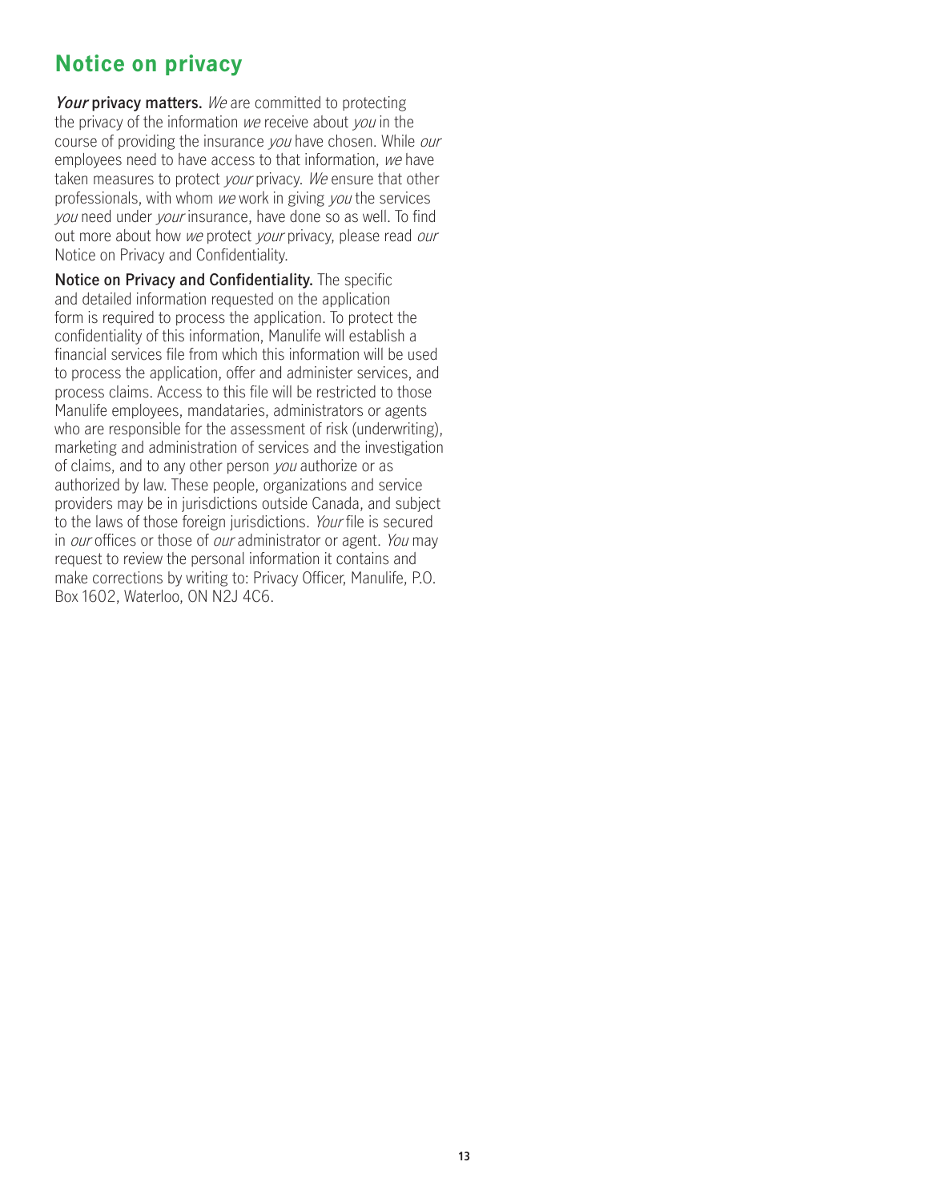# Notice on privacy

***Your* privacy matters.** *We* are committed to protecting the privacy of the information *we* receive about *you* in the course of providing the insurance *you* have chosen. While *our* employees need to have access to that information, *we* have taken measures to protect *your* privacy. *We* ensure that other professionals, with whom *we* work in giving *you* the services *you* need under *your* insurance, have done so as well. To find out more about how *we* protect *your* privacy, please read *our* Notice on Privacy and Confidentiality.

**Notice on Privacy and Confidentiality.** The specific and detailed information requested on the application form is required to process the application. To protect the confidentiality of this information, Manulife will establish a financial services file from which this information will be used to process the application, offer and administer services, and process claims. Access to this file will be restricted to those Manulife employees, mandataries, administrators or agents who are responsible for the assessment of risk (underwriting), marketing and administration of services and the investigation of claims, and to any other person *you* authorize or as authorized by law. These people, organizations and service providers may be in jurisdictions outside Canada, and subject to the laws of those foreign jurisdictions. *Your* file is secured in *our* offices or those of *our* administrator or agent. *You* may request to review the personal information it contains and make corrections by writing to: Privacy Officer, Manulife, P.O. Box 1602, Waterloo, ON N2J 4C6.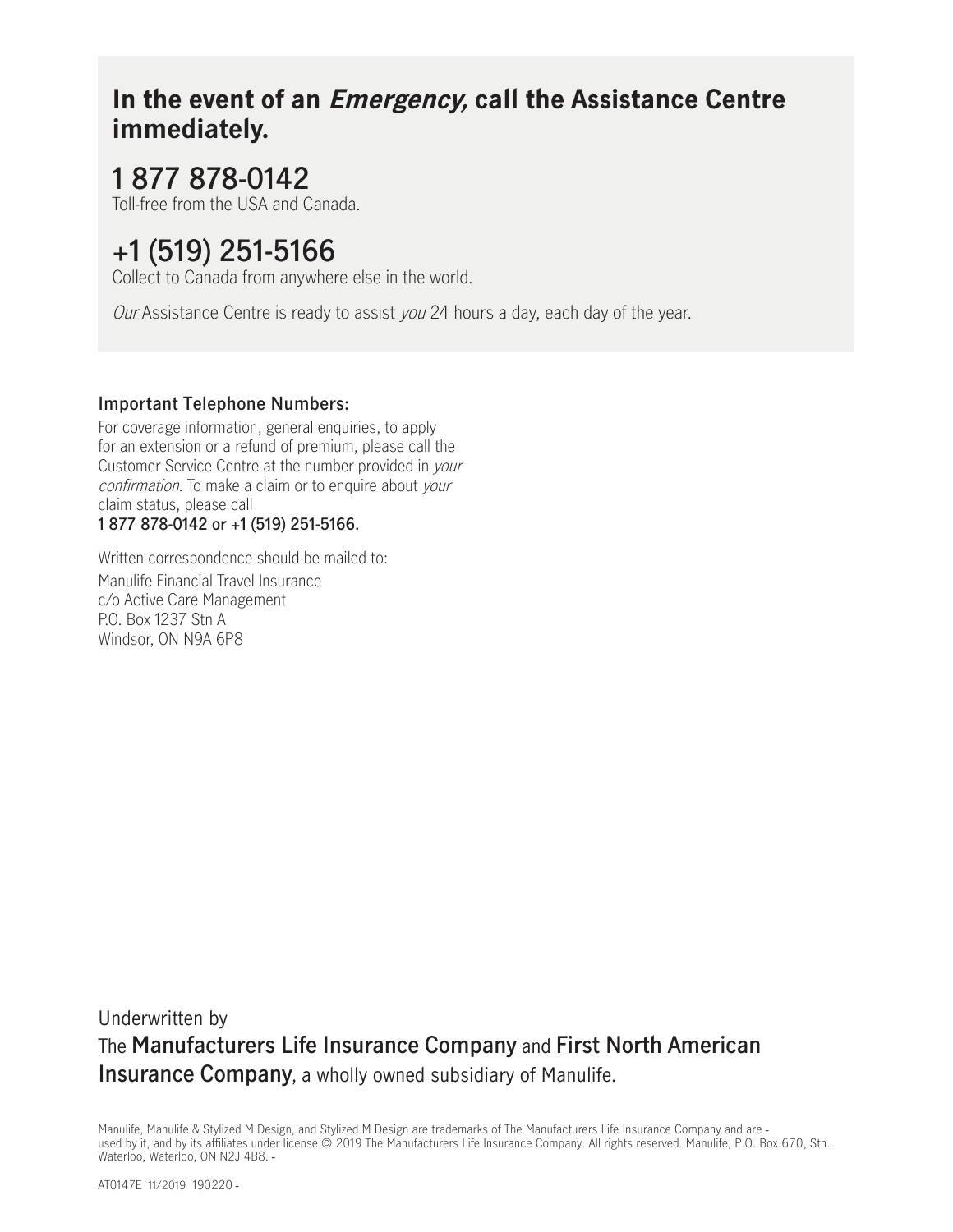## In the event of an *Emergency,* call the Assistance Centre immediately.

# 1 877 878-0142

Toll-free from the USA and Canada.

# +1 (519) 251-5166

Collect to Canada from anywhere else in the world.

*Our* Assistance Centre is ready to assist *you* 24 hours a day, each day of the year.

**Important Telephone Numbers:**

For coverage information, general enquiries, to apply for an extension or a refund of premium, please call the Customer Service Centre at the number provided in *your confirmation*. To make a claim or to enquire about *your* claim status, please call
**1 877 878-0142 or +1 (519) 251-5166.**

Written correspondence should be mailed to:

Manulife Financial Travel Insurance
c/o Active Care Management
P.O. Box 1237 Stn A
Windsor, ON N9A 6P8

Underwritten by
The **Manufacturers Life Insurance Company** and **First North American Insurance Company**, a wholly owned subsidiary of Manulife.

Manulife, Manulife & Stylized M Design, and Stylized M Design are trademarks of The Manufacturers Life Insurance Company and are - used by it, and by its affiliates under license.© 2019 The Manufacturers Life Insurance Company. All rights reserved. Manulife, P.O. Box 670, Stn. Waterloo, Waterloo, ON N2J 4B8. -

AT0147E 11/2019 190220 -